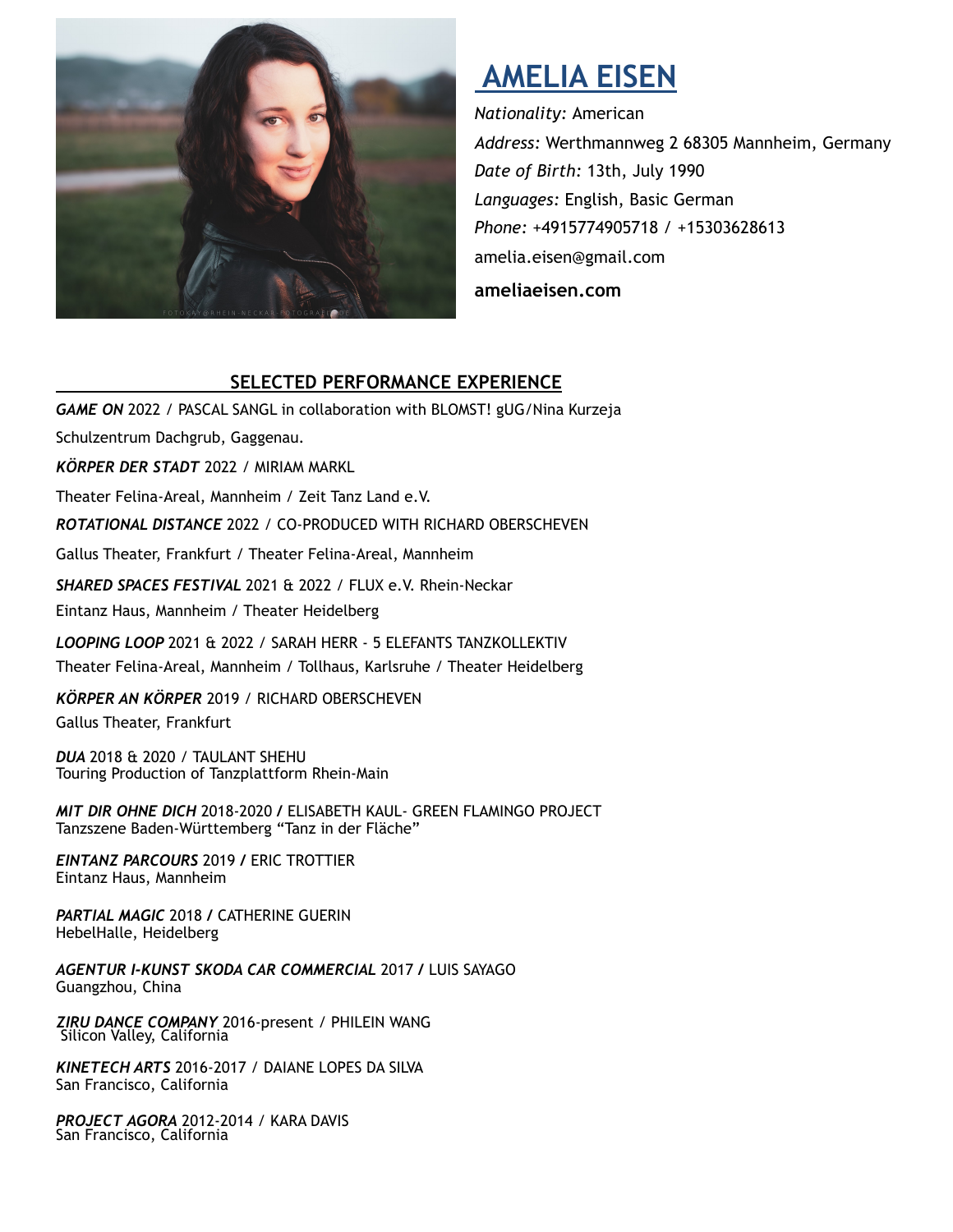# AMELIA EISEN

*Nationality:* American

*Address:* Werthmannweg 2 68305 Mannheim, Germany

*Date of Birth:* 13th, July 1990

*Languages:* English, Basic German

*Phone:* +4915774905718 / +15303628613

amelia.eisen@gmail.com

**ameliaeisen.com**

## SELECTED PERFORMANCE EXPERIENCE

***GAME ON*** 2022 / PASCAL SANGL in collaboration with BLOMST! gUG/Nina Kurzeja
Schulzentrum Dachgrub, Gaggenau.

***KÖRPER DER STADT*** 2022 / MIRIAM MARKL
Theater Felina-Areal, Mannheim / Zeit Tanz Land e.V.

***ROTATIONAL DISTANCE*** 2022 / CO-PRODUCED WITH RICHARD OBERSCHEVEN
Gallus Theater, Frankfurt / Theater Felina-Areal, Mannheim

***SHARED SPACES FESTIVAL*** 2021 & 2022 / FLUX e.V. Rhein-Neckar
Eintanz Haus, Mannheim / Theater Heidelberg

***LOOPING LOOP*** 2021 & 2022 / SARAH HERR - 5 ELEFANTS TANZKOLLEKTIV
Theater Felina-Areal, Mannheim / Tollhaus, Karlsruhe / Theater Heidelberg

***KÖRPER AN KÖRPER*** 2019 / RICHARD OBERSCHEVEN
Gallus Theater, Frankfurt

***DUA*** 2018 & 2020 / TAULANT SHEHU
Touring Production of Tanzplattform Rhein-Main

***MIT DIR OHNE DICH*** 2018-2020 **/** ELISABETH KAUL- GREEN FLAMINGO PROJECT
Tanzszene Baden-Württemberg "Tanz in der Fläche"

***EINTANZ PARCOURS*** 2019 **/** ERIC TROTTIER
Eintanz Haus, Mannheim

***PARTIAL MAGIC*** 2018 **/** CATHERINE GUERIN
HebelHalle, Heidelberg

***AGENTUR I-KUNST SKODA CAR COMMERCIAL*** 2017 **/** LUIS SAYAGO
Guangzhou, China

***ZIRU DANCE COMPANY*** 2016-present / PHILEIN WANG
Silicon Valley, California

***KINETECH ARTS*** 2016-2017 / DAIANE LOPES DA SILVA
San Francisco, California

***PROJECT AGORA*** 2012-2014 / KARA DAVIS
San Francisco, California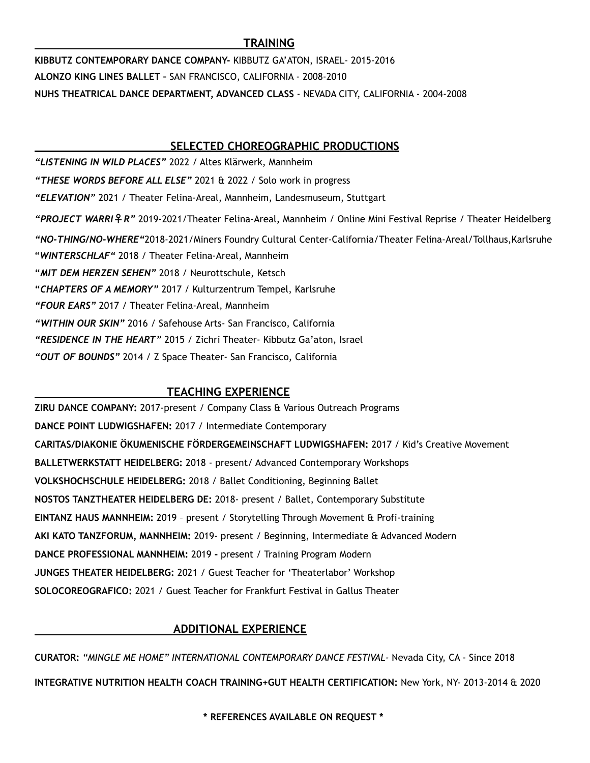## TRAINING

**KIBBUTZ CONTEMPORARY DANCE COMPANY-** KIBBUTZ GA'ATON, ISRAEL- 2015-2016

**ALONZO KING LINES BALLET –** SAN FRANCISCO, CALIFORNIA - 2008-2010

**NUHS THEATRICAL DANCE DEPARTMENT, ADVANCED CLASS** - NEVADA CITY, CALIFORNIA - 2004-2008

## SELECTED CHOREOGRAPHIC PRODUCTIONS

***"LISTENING IN WILD PLACES"*** 2022 / Altes Klärwerk, Mannheim

***"THESE WORDS BEFORE ALL ELSE"*** 2021 & 2022 / Solo work in progress

***"ELEVATION"*** 2021 / Theater Felina-Areal, Mannheim, Landesmuseum, Stuttgart

***"PROJECT WARRI♀R"*** 2019-2021/Theater Felina-Areal, Mannheim / Online Mini Festival Reprise / Theater Heidelberg

***"NO-THING/NO-WHERE"***2018-2021/Miners Foundry Cultural Center-California/Theater Felina-Areal/Tollhaus,Karlsruhe

"***WINTERSCHLAF"*** 2018 / Theater Felina-Areal, Mannheim

"***MIT DEM HERZEN SEHEN"*** 2018 / Neurottschule, Ketsch

"***CHAPTERS OF A MEMORY"*** 2017 / Kulturzentrum Tempel, Karlsruhe

***"FOUR EARS"*** 2017 / Theater Felina-Areal, Mannheim

***"WITHIN OUR SKIN"*** 2016 / Safehouse Arts- San Francisco, California

***"RESIDENCE IN THE HEART"*** 2015 / Zichri Theater- Kibbutz Ga'aton, Israel

***"OUT OF BOUNDS"*** 2014 / Z Space Theater- San Francisco, California

## TEACHING EXPERIENCE

**ZIRU DANCE COMPANY:** 2017-present / Company Class & Various Outreach Programs

**DANCE POINT LUDWIGSHAFEN:** 2017 / Intermediate Contemporary

**CARITAS/DIAKONIE ÖKUMENISCHE FÖRDERGEMEINSCHAFT LUDWIGSHAFEN:** 2017 / Kid's Creative Movement

**BALLETWERKSTATT HEIDELBERG:** 2018 - present/ Advanced Contemporary Workshops

**VOLKSHOCHSCHULE HEIDELBERG:** 2018 / Ballet Conditioning, Beginning Ballet

**NOSTOS TANZTHEATER HEIDELBERG DE:** 2018- present / Ballet, Contemporary Substitute

**EINTANZ HAUS MANNHEIM:** 2019 – present / Storytelling Through Movement & Profi-training

**AKI KATO TANZFORUM, MANNHEIM:** 2019- present / Beginning, Intermediate & Advanced Modern

**DANCE PROFESSIONAL MANNHEIM:** 2019 **-** present / Training Program Modern

**JUNGES THEATER HEIDELBERG:** 2021 / Guest Teacher for 'Theaterlabor' Workshop

**SOLOCOREOGRAFICO:** 2021 / Guest Teacher for Frankfurt Festival in Gallus Theater

## ADDITIONAL EXPERIENCE

**CURATOR:** *"MINGLE ME HOME" INTERNATIONAL CONTEMPORARY DANCE FESTIVAL*- Nevada City, CA - Since 2018

**INTEGRATIVE NUTRITION HEALTH COACH TRAINING+GUT HEALTH CERTIFICATION:** New York, NY- 2013-2014 & 2020

**\* REFERENCES AVAILABLE ON REQUEST \***